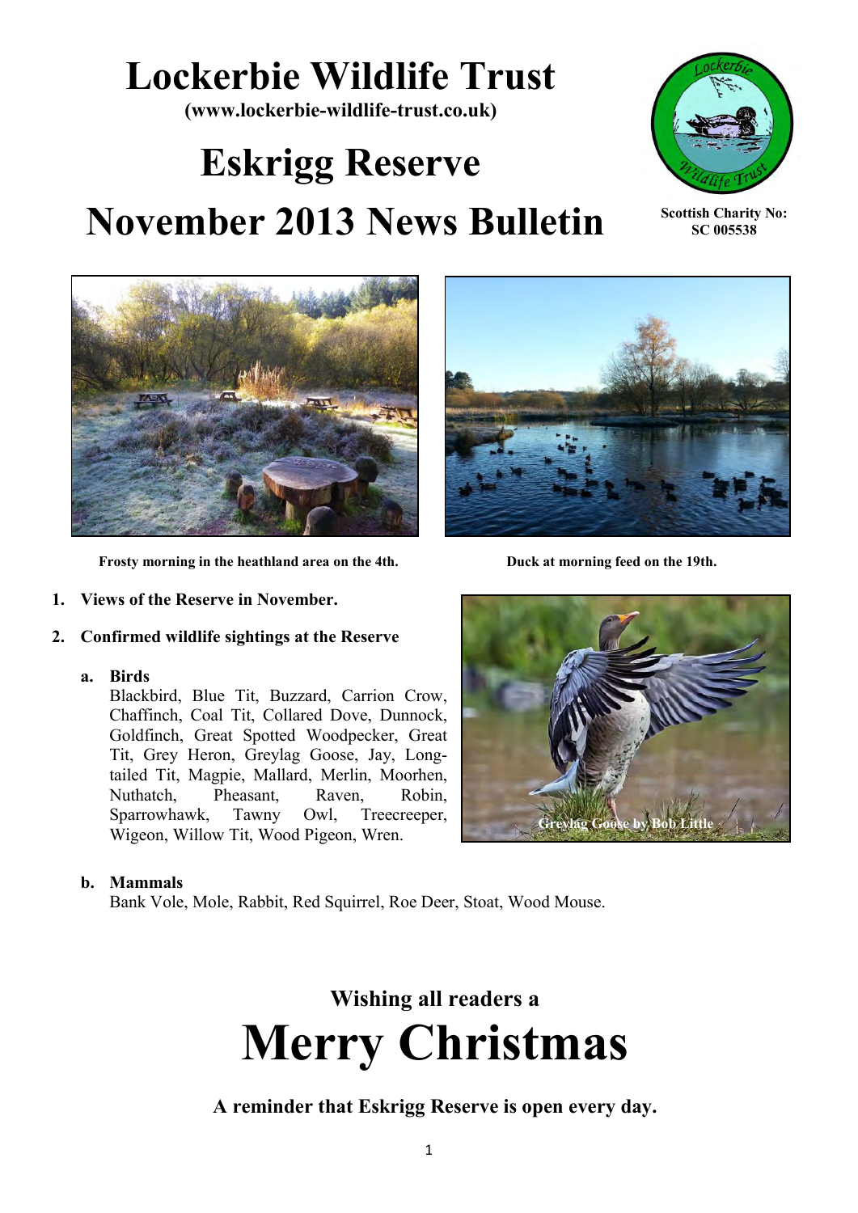# Lockerbie Wildlife Trust

**(www.lockerbie-wildlife-trust.co.uk)**

# Eskrigg Reserve

# November 2013 News Bulletin

**Scottish Charity No: SC 005538**

**Frosty morning in the heathland area on the 4th.**

**Duck at morning feed on the 19th.**

1. **Views of the Reserve in November.**
2. **Confirmed wildlife sightings at the Reserve**
   a. **Birds**
      Blackbird, Blue Tit, Buzzard, Carrion Crow, Chaffinch, Coal Tit, Collared Dove, Dunnock, Goldfinch, Great Spotted Woodpecker, Great Tit, Grey Heron, Greylag Goose, Jay, Long-tailed Tit, Magpie, Mallard, Merlin, Moorhen, Nuthatch, Pheasant, Raven, Robin, Sparrowhawk, Tawny Owl, Treecreeper, Wigeon, Willow Tit, Wood Pigeon, Wren.

   b. **Mammals**
      Bank Vole, Mole, Rabbit, Red Squirrel, Roe Deer, Stoat, Wood Mouse.

Greylag Goose by Bob Little

## Wishing all readers a

# Merry Christmas

**A reminder that Eskrigg Reserve is open every day.**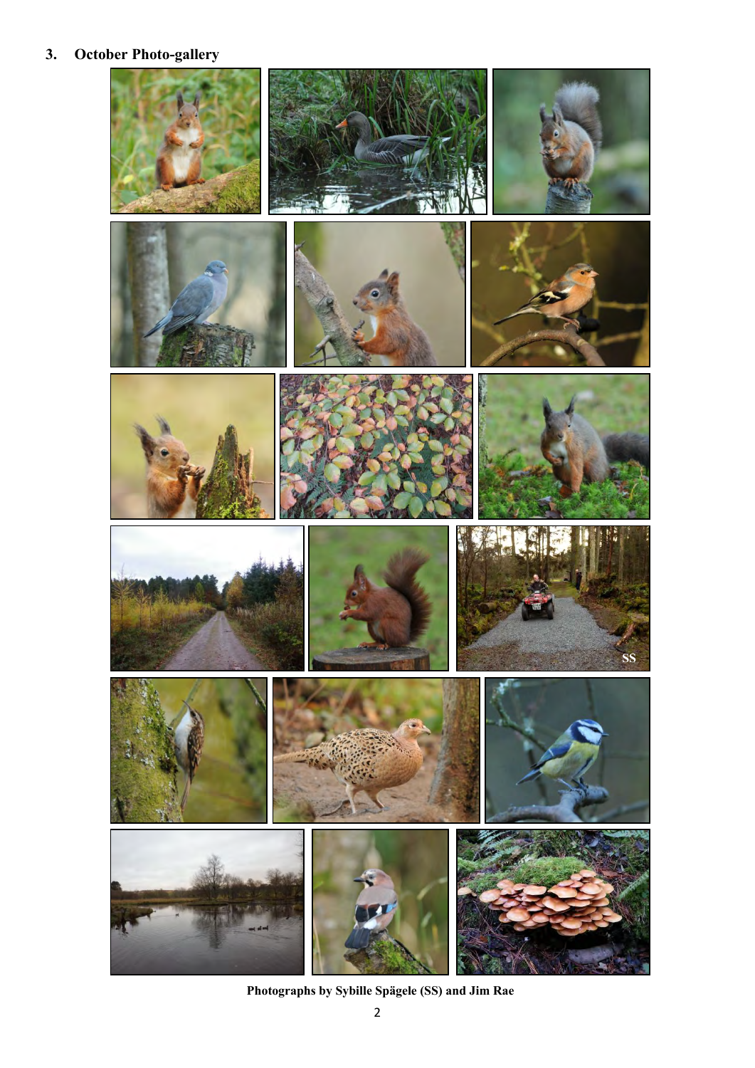## 3. October Photo-gallery

Photographs by Sybille Spägele (SS) and Jim Rae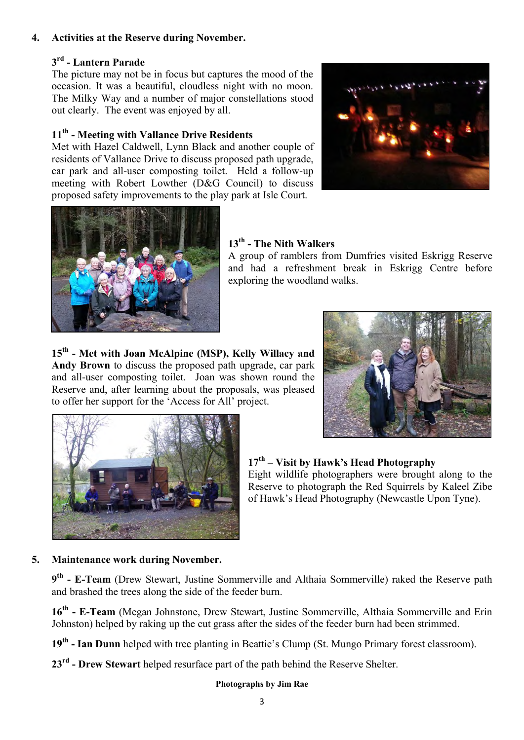## 4. Activities at the Reserve during November.

**3rd - Lantern Parade**
The picture may not be in focus but captures the mood of the occasion. It was a beautiful, cloudless night with no moon. The Milky Way and a number of major constellations stood out clearly. The event was enjoyed by all.

**11th - Meeting with Vallance Drive Residents**
Met with Hazel Caldwell, Lynn Black and another couple of residents of Vallance Drive to discuss proposed path upgrade, car park and all-user composting toilet. Held a follow-up meeting with Robert Lowther (D&G Council) to discuss proposed safety improvements to the play park at Isle Court.

**13th - The Nith Walkers**
A group of ramblers from Dumfries visited Eskrigg Reserve and had a refreshment break in Eskrigg Centre before exploring the woodland walks.

**15th - Met with Joan McAlpine (MSP), Kelly Willacy and Andy Brown** to discuss the proposed path upgrade, car park and all-user composting toilet. Joan was shown round the Reserve and, after learning about the proposals, was pleased to offer her support for the 'Access for All' project.

**17th – Visit by Hawk's Head Photography**
Eight wildlife photographers were brought along to the Reserve to photograph the Red Squirrels by Kaleel Zibe of Hawk's Head Photography (Newcastle Upon Tyne).

## 5. Maintenance work during November.

**9th - E-Team** (Drew Stewart, Justine Sommerville and Althaia Sommerville) raked the Reserve path and brashed the trees along the side of the feeder burn.

**16th - E-Team** (Megan Johnstone, Drew Stewart, Justine Sommerville, Althaia Sommerville and Erin Johnston) helped by raking up the cut grass after the sides of the feeder burn had been strimmed.

**19th - Ian Dunn** helped with tree planting in Beattie's Clump (St. Mungo Primary forest classroom).

**23rd - Drew Stewart** helped resurface part of the path behind the Reserve Shelter.

**Photographs by Jim Rae**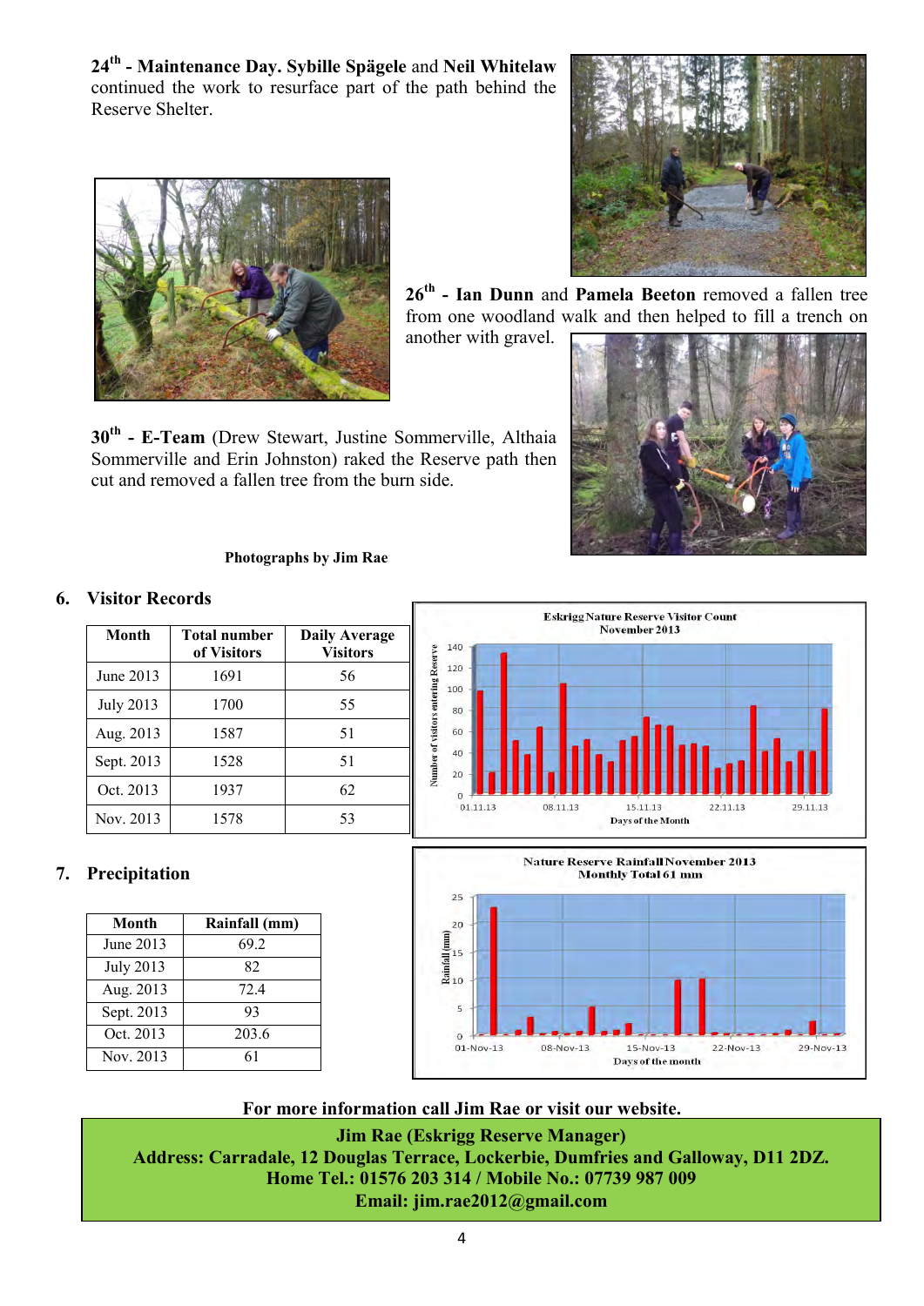**24th - Maintenance Day. Sybille Spägele** and **Neil Whitelaw** continued the work to resurface part of the path behind the Reserve Shelter.

**26th - Ian Dunn** and **Pamela Beeton** removed a fallen tree from one woodland walk and then helped to fill a trench on another with gravel.

**30th - E-Team** (Drew Stewart, Justine Sommerville, Althaia Sommerville and Erin Johnston) raked the Reserve path then cut and removed a fallen tree from the burn side.

**Photographs by Jim Rae**

## 6. Visitor Records

| Month | Total number of Visitors | Daily Average Visitors |
|---|---|---|
| June 2013 | 1691 | 56 |
| July 2013 | 1700 | 55 |
| Aug. 2013 | 1587 | 51 |
| Sept. 2013 | 1528 | 51 |
| Oct. 2013 | 1937 | 62 |
| Nov. 2013 | 1578 | 53 |

Eskrigg Nature Reserve Visitor Count
November 2013
Number of visitors entering Reserve
0 20 40 60 80 100 120 140
01.11.13 08.11.13 15.11.13 22.11.13 29.11.13
Days of the Month

## 7. Precipitation

| Month | Rainfall (mm) |
|---|---|
| June 2013 | 69.2 |
| July 2013 | 82 |
| Aug. 2013 | 72.4 |
| Sept. 2013 | 93 |
| Oct. 2013 | 203.6 |
| Nov. 2013 | 61 |

Nature Reserve Rainfall November 2013
Monthly Total 61 mm
Rainfall (mm)
0 5 10 15 20 25
01-Nov-13 08-Nov-13 15-Nov-13 22-Nov-13 29-Nov-13
Days of the month

**For more information call Jim Rae or visit our website.**

**Jim Rae (Eskrigg Reserve Manager)**
**Address: Carradale, 12 Douglas Terrace, Lockerbie, Dumfries and Galloway, D11 2DZ.**
**Home Tel.: 01576 203 314 / Mobile No.: 07739 987 009**
**Email: jim.rae2012@gmail.com**